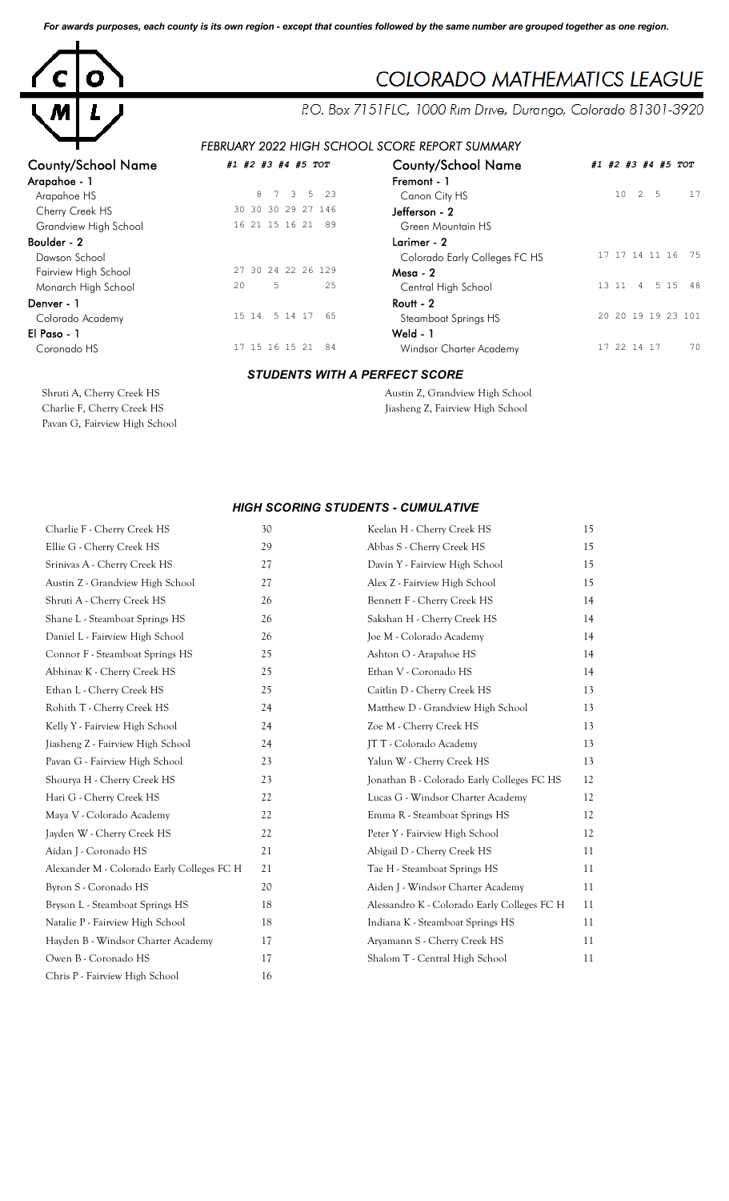*For awards purposes, each county is its own region - except that counties followed by the same number are grouped together as one region.*

# COLORADO MATHEMATICS LEAGUE

P.O. Box 7151FLC, 1000 Rim Drive, Durango, Colorado 81301-3920

## FEBRUARY 2022 HIGH SCHOOL SCORE REPORT SUMMARY

| County/School Name | #1 | #2 | #3 | #4 | #5 | TOT |
|---|---|---|---|---|---|---|
| **Arapahoe - 1** | | | | | | |
| Arapahoe HS | | 8 | 7 | 3 | 5 | 23 |
| Cherry Creek HS | 30 | 30 | 30 | 29 | 27 | 146 |
| Grandview High School | 16 | 21 | 15 | 16 | 21 | 89 |
| **Boulder - 2** | | | | | | |
| Dawson School | | | | | | |
| Fairview High School | 27 | 30 | 24 | 22 | 26 | 129 |
| Monarch High School | 20 | | 5 | | | 25 |
| **Denver - 1** | | | | | | |
| Colorado Academy | 15 | 14 | 5 | 14 | 17 | 65 |
| **El Paso - 1** | | | | | | |
| Coronado HS | 17 | 15 | 16 | 15 | 21 | 84 |
| **Fremont - 1** | | | | | | |
| Canon City HS | | 10 | 2 | 5 | | 17 |
| **Jefferson - 2** | | | | | | |
| Green Mountain HS | | | | | | |
| **Larimer - 2** | | | | | | |
| Colorado Early Colleges FC HS | 17 | 17 | 14 | 11 | 16 | 75 |
| **Mesa - 2** | | | | | | |
| Central High School | 13 | 11 | 4 | 5 | 15 | 48 |
| **Routt - 2** | | | | | | |
| Steamboat Springs HS | 20 | 20 | 19 | 19 | 23 | 101 |
| **Weld - 1** | | | | | | |
| Windsor Charter Academy | 17 | 22 | 14 | 17 | | 70 |

### STUDENTS WITH A PERFECT SCORE

- Shruti A, Cherry Creek HS
- Charlie F, Cherry Creek HS
- Pavan G, Fairview High School
- Austin Z, Grandview High School
- Jiasheng Z, Fairview High School

### HIGH SCORING STUDENTS - CUMULATIVE

| Student | Score |
|---|---|
| Charlie F - Cherry Creek HS | 30 |
| Ellie G - Cherry Creek HS | 29 |
| Srinivas A - Cherry Creek HS | 27 |
| Austin Z - Grandview High School | 27 |
| Shruti A - Cherry Creek HS | 26 |
| Shane L - Steamboat Springs HS | 26 |
| Daniel L - Fairview High School | 26 |
| Connor F - Steamboat Springs HS | 25 |
| Abhinav K - Cherry Creek HS | 25 |
| Ethan L - Cherry Creek HS | 25 |
| Rohith T - Cherry Creek HS | 24 |
| Kelly Y - Fairview High School | 24 |
| Jiasheng Z - Fairview High School | 24 |
| Pavan G - Fairview High School | 23 |
| Shourya H - Cherry Creek HS | 23 |
| Hari G - Cherry Creek HS | 22 |
| Maya V - Colorado Academy | 22 |
| Jayden W - Cherry Creek HS | 22 |
| Aidan J - Coronado HS | 21 |
| Alexander M - Colorado Early Colleges FC H | 21 |
| Byron S - Coronado HS | 20 |
| Bryson L - Steamboat Springs HS | 18 |
| Natalie P - Fairview High School | 18 |
| Hayden B - Windsor Charter Academy | 17 |
| Owen B - Coronado HS | 17 |
| Chris P - Fairview High School | 16 |
| Keelan H - Cherry Creek HS | 15 |
| Abbas S - Cherry Creek HS | 15 |
| Davin Y - Fairview High School | 15 |
| Alex Z - Fairview High School | 15 |
| Bennett F - Cherry Creek HS | 14 |
| Sakshan H - Cherry Creek HS | 14 |
| Joe M - Colorado Academy | 14 |
| Ashton O - Arapahoe HS | 14 |
| Ethan V - Coronado HS | 14 |
| Caitlin D - Cherry Creek HS | 13 |
| Matthew D - Grandview High School | 13 |
| Zoe M - Cherry Creek HS | 13 |
| JT T - Colorado Academy | 13 |
| Yalun W - Cherry Creek HS | 13 |
| Jonathan B - Colorado Early Colleges FC HS | 12 |
| Lucas G - Windsor Charter Academy | 12 |
| Emma R - Steamboat Springs HS | 12 |
| Peter Y - Fairview High School | 12 |
| Abigail D - Cherry Creek HS | 11 |
| Tae H - Steamboat Springs HS | 11 |
| Aiden J - Windsor Charter Academy | 11 |
| Alessandro K - Colorado Early Colleges FC H | 11 |
| Indiana K - Steamboat Springs HS | 11 |
| Aryamann S - Cherry Creek HS | 11 |
| Shalom T - Central High School | 11 |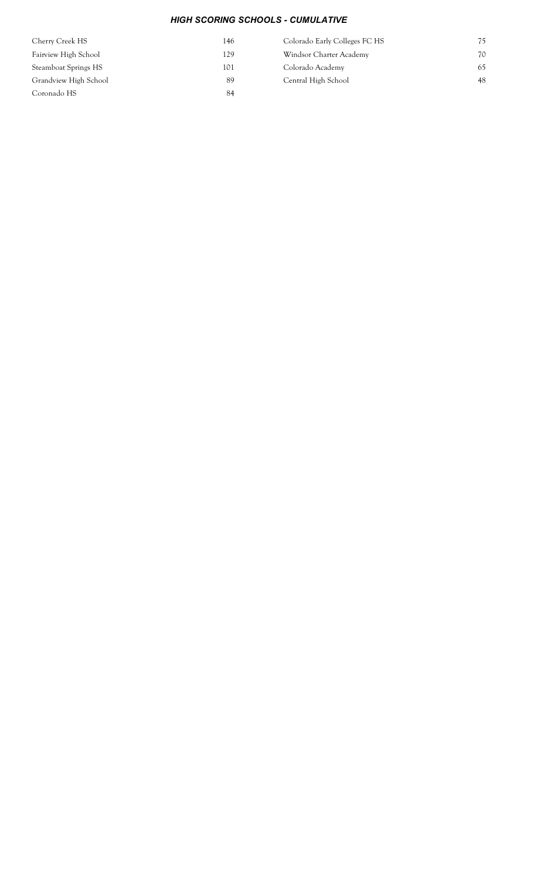### *HIGH SCORING SCHOOLS - CUMULATIVE*

| | | | |
|---|---|---|---|
| Cherry Creek HS | 146 | Colorado Early Colleges FC HS | 75 |
| Fairview High School | 129 | Windsor Charter Academy | 70 |
| Steamboat Springs HS | 101 | Colorado Academy | 65 |
| Grandview High School | 89 | Central High School | 48 |
| Coronado HS | 84 | | |